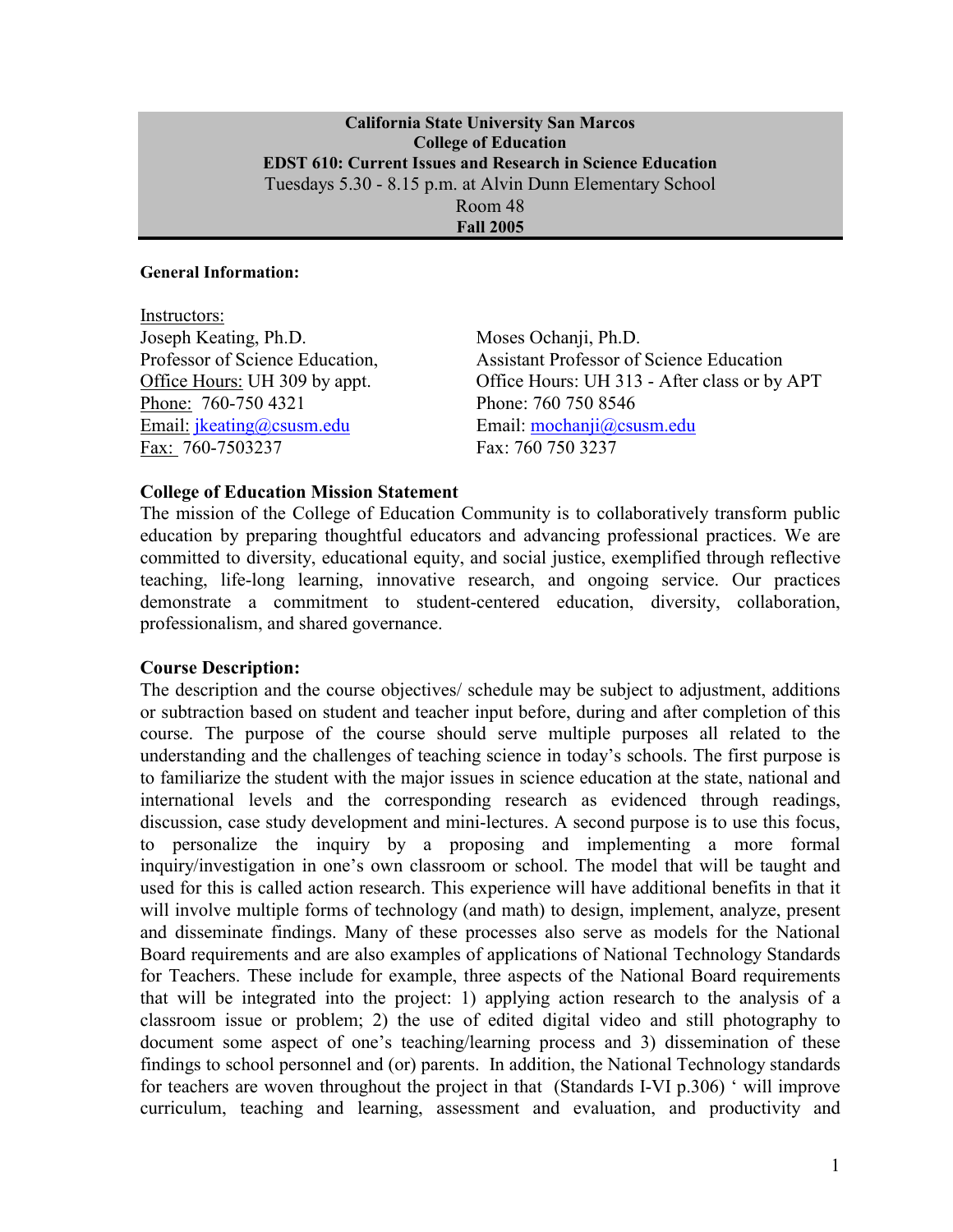**California State University San Marcos**
**College of Education**
**EDST 610: Current Issues and Research in Science Education**
Tuesdays 5.30 - 8.15 p.m. at Alvin Dunn Elementary School
Room 48
**Fall 2005**

**General Information:**

Instructors:

Joseph Keating, Ph.D.
Professor of Science Education,
Office Hours: UH 309 by appt.
Phone: 760-750 4321
Email: jkeating@csusm.edu
Fax: 760-7503237

Moses Ochanji, Ph.D.
Assistant Professor of Science Education
Office Hours: UH 313 - After class or by APT
Phone: 760 750 8546
Email: mochanji@csusm.edu
Fax: 760 750 3237

**College of Education Mission Statement**

The mission of the College of Education Community is to collaboratively transform public education by preparing thoughtful educators and advancing professional practices. We are committed to diversity, educational equity, and social justice, exemplified through reflective teaching, life-long learning, innovative research, and ongoing service. Our practices demonstrate a commitment to student-centered education, diversity, collaboration, professionalism, and shared governance.

**Course Description:**

The description and the course objectives/ schedule may be subject to adjustment, additions or subtraction based on student and teacher input before, during and after completion of this course. The purpose of the course should serve multiple purposes all related to the understanding and the challenges of teaching science in today's schools. The first purpose is to familiarize the student with the major issues in science education at the state, national and international levels and the corresponding research as evidenced through readings, discussion, case study development and mini-lectures. A second purpose is to use this focus, to personalize the inquiry by a proposing and implementing a more formal inquiry/investigation in one's own classroom or school. The model that will be taught and used for this is called action research. This experience will have additional benefits in that it will involve multiple forms of technology (and math) to design, implement, analyze, present and disseminate findings. Many of these processes also serve as models for the National Board requirements and are also examples of applications of National Technology Standards for Teachers. These include for example, three aspects of the National Board requirements that will be integrated into the project: 1) applying action research to the analysis of a classroom issue or problem; 2) the use of edited digital video and still photography to document some aspect of one's teaching/learning process and 3) dissemination of these findings to school personnel and (or) parents. In addition, the National Technology standards for teachers are woven throughout the project in that (Standards I-VI p.306) ' will improve curriculum, teaching and learning, assessment and evaluation, and productivity and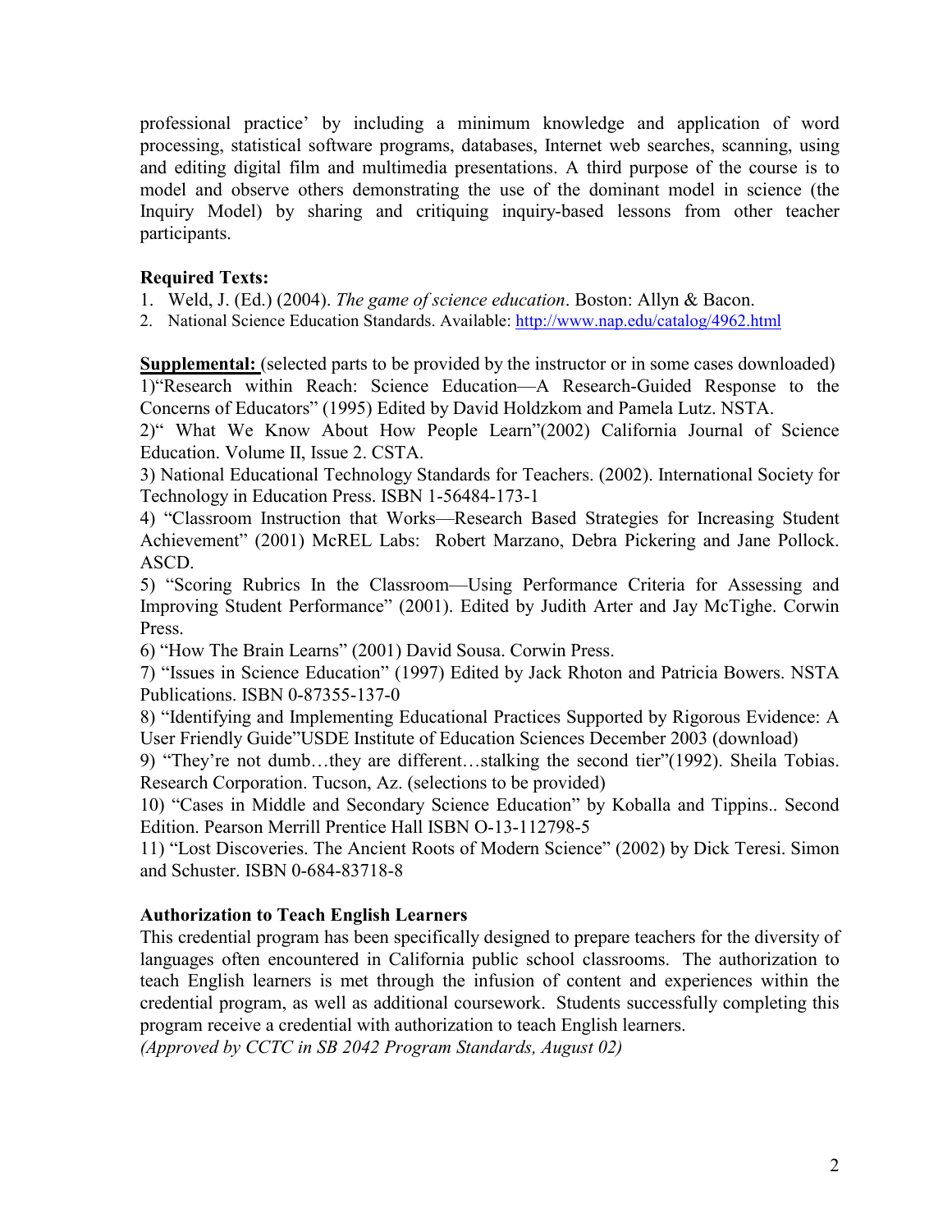professional practice' by including a minimum knowledge and application of word processing, statistical software programs, databases, Internet web searches, scanning, using and editing digital film and multimedia presentations. A third purpose of the course is to model and observe others demonstrating the use of the dominant model in science (the Inquiry Model) by sharing and critiquing inquiry-based lessons from other teacher participants.

**Required Texts:**

1. Weld, J. (Ed.) (2004). *The game of science education*. Boston: Allyn & Bacon.
2. National Science Education Standards. Available: http://www.nap.edu/catalog/4962.html

**Supplemental:** (selected parts to be provided by the instructor or in some cases downloaded)

1)"Research within Reach: Science Education—A Research-Guided Response to the Concerns of Educators" (1995) Edited by David Holdzkom and Pamela Lutz. NSTA.

2)" What We Know About How People Learn"(2002) California Journal of Science Education. Volume II, Issue 2. CSTA.

3) National Educational Technology Standards for Teachers. (2002). International Society for Technology in Education Press. ISBN 1-56484-173-1

4) "Classroom Instruction that Works—Research Based Strategies for Increasing Student Achievement" (2001) McREL Labs: Robert Marzano, Debra Pickering and Jane Pollock. ASCD.

5) "Scoring Rubrics In the Classroom—Using Performance Criteria for Assessing and Improving Student Performance" (2001). Edited by Judith Arter and Jay McTighe. Corwin Press.

6) "How The Brain Learns" (2001) David Sousa. Corwin Press.

7) "Issues in Science Education" (1997) Edited by Jack Rhoton and Patricia Bowers. NSTA Publications. ISBN 0-87355-137-0

8) "Identifying and Implementing Educational Practices Supported by Rigorous Evidence: A User Friendly Guide"USDE Institute of Education Sciences December 2003 (download)

9) "They're not dumb…they are different…stalking the second tier"(1992). Sheila Tobias. Research Corporation. Tucson, Az. (selections to be provided)

10) "Cases in Middle and Secondary Science Education" by Koballa and Tippins.. Second Edition. Pearson Merrill Prentice Hall ISBN O-13-112798-5

11) "Lost Discoveries. The Ancient Roots of Modern Science" (2002) by Dick Teresi. Simon and Schuster. ISBN 0-684-83718-8

**Authorization to Teach English Learners**

This credential program has been specifically designed to prepare teachers for the diversity of languages often encountered in California public school classrooms. The authorization to teach English learners is met through the infusion of content and experiences within the credential program, as well as additional coursework. Students successfully completing this program receive a credential with authorization to teach English learners.

*(Approved by CCTC in SB 2042 Program Standards, August 02)*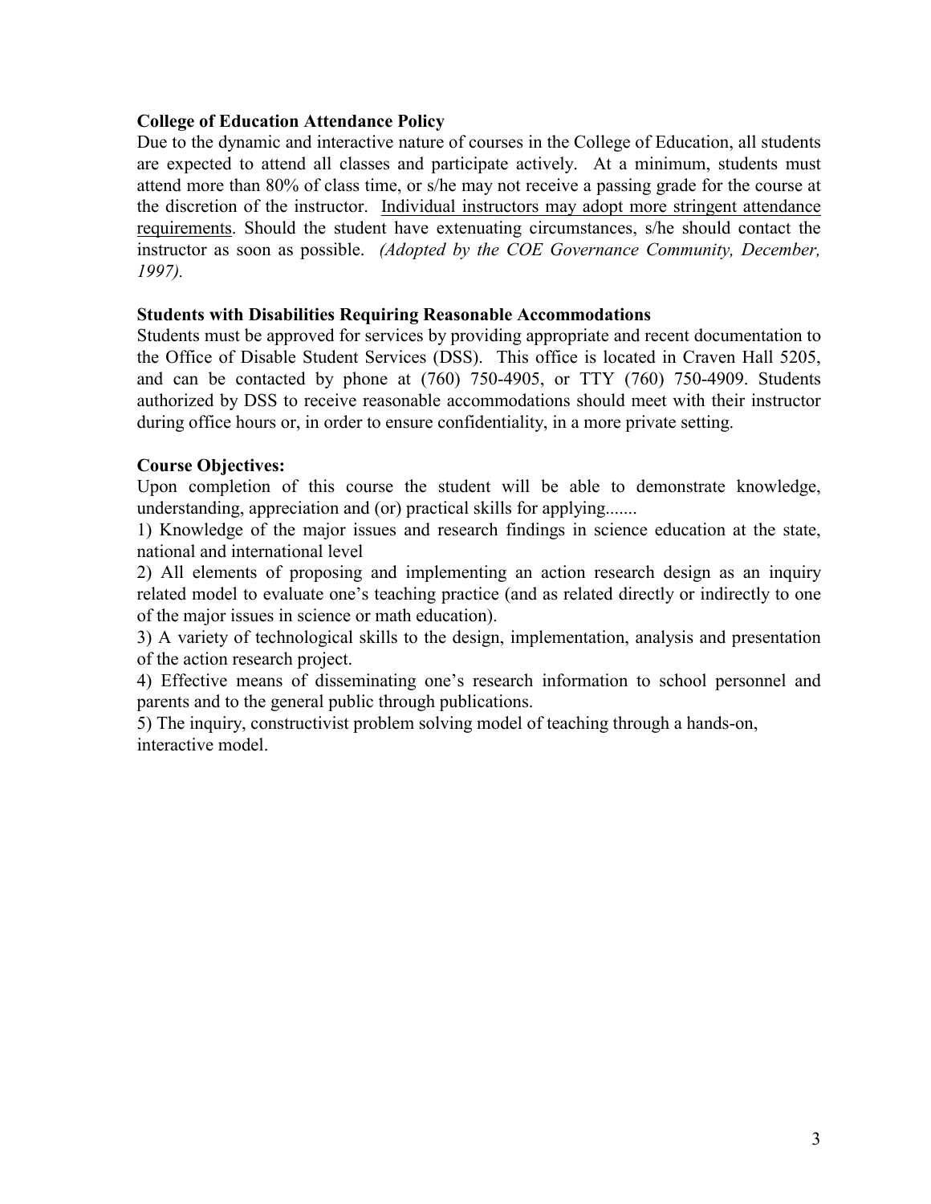**College of Education Attendance Policy**

Due to the dynamic and interactive nature of courses in the College of Education, all students are expected to attend all classes and participate actively. At a minimum, students must attend more than 80% of class time, or s/he may not receive a passing grade for the course at the discretion of the instructor. <u>Individual instructors may adopt more stringent attendance requirements</u>. Should the student have extenuating circumstances, s/he should contact the instructor as soon as possible. *(Adopted by the COE Governance Community, December, 1997).*

**Students with Disabilities Requiring Reasonable Accommodations**

Students must be approved for services by providing appropriate and recent documentation to the Office of Disable Student Services (DSS). This office is located in Craven Hall 5205, and can be contacted by phone at (760) 750-4905, or TTY (760) 750-4909. Students authorized by DSS to receive reasonable accommodations should meet with their instructor during office hours or, in order to ensure confidentiality, in a more private setting.

**Course Objectives:**

Upon completion of this course the student will be able to demonstrate knowledge, understanding, appreciation and (or) practical skills for applying.......

1) Knowledge of the major issues and research findings in science education at the state, national and international level

2) All elements of proposing and implementing an action research design as an inquiry related model to evaluate one's teaching practice (and as related directly or indirectly to one of the major issues in science or math education).

3) A variety of technological skills to the design, implementation, analysis and presentation of the action research project.

4) Effective means of disseminating one's research information to school personnel and parents and to the general public through publications.

5) The inquiry, constructivist problem solving model of teaching through a hands-on, interactive model.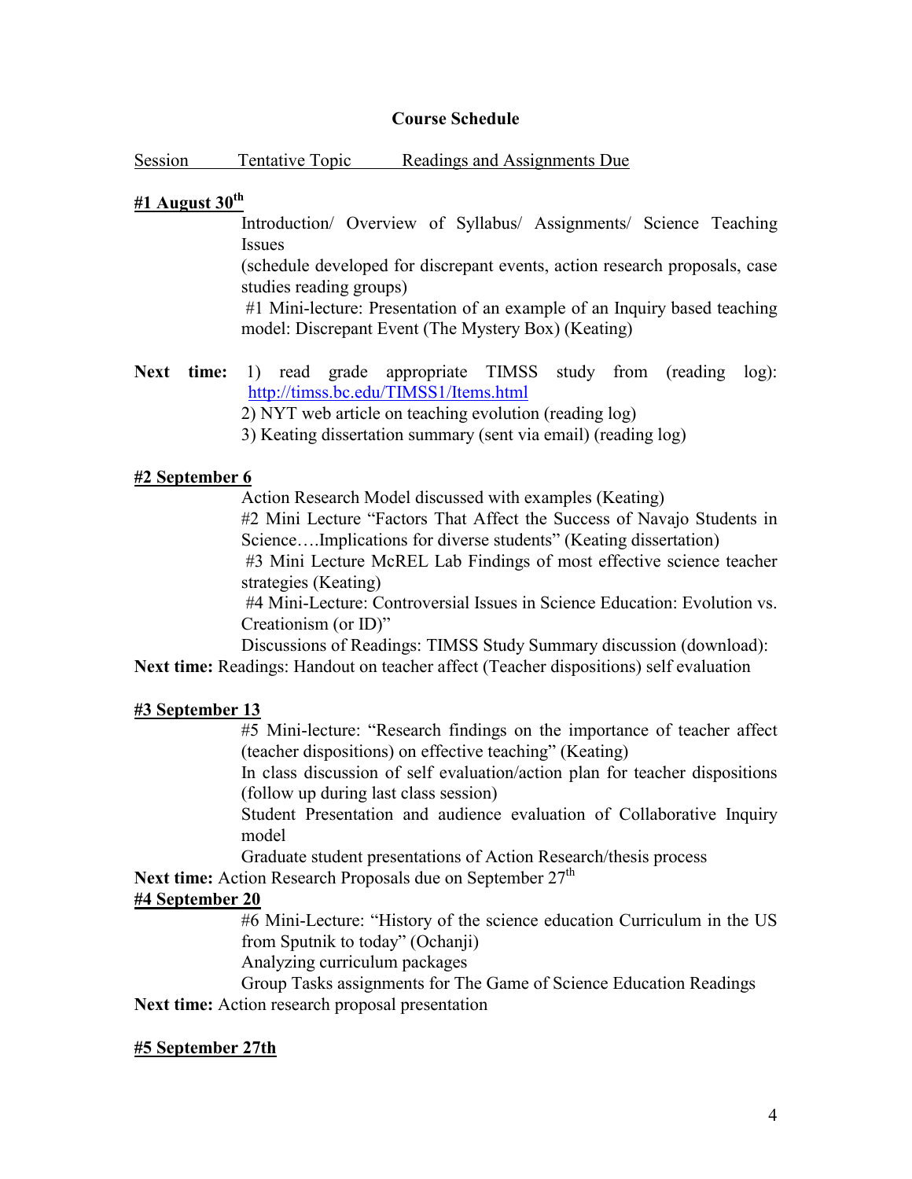### Course Schedule

Session Tentative Topic Readings and Assignments Due

**#1 August 30th**

Introduction/ Overview of Syllabus/ Assignments/ Science Teaching Issues

(schedule developed for discrepant events, action research proposals, case studies reading groups)

#1 Mini-lecture: Presentation of an example of an Inquiry based teaching model: Discrepant Event (The Mystery Box) (Keating)

**Next time:** 1) read grade appropriate TIMSS study from (reading log): http://timss.bc.edu/TIMSS1/Items.html

2) NYT web article on teaching evolution (reading log)

3) Keating dissertation summary (sent via email) (reading log)

**#2 September 6**

Action Research Model discussed with examples (Keating)

#2 Mini Lecture "Factors That Affect the Success of Navajo Students in Science….Implications for diverse students" (Keating dissertation)

#3 Mini Lecture McREL Lab Findings of most effective science teacher strategies (Keating)

#4 Mini-Lecture: Controversial Issues in Science Education: Evolution vs. Creationism (or ID)"

Discussions of Readings: TIMSS Study Summary discussion (download):

**Next time:** Readings: Handout on teacher affect (Teacher dispositions) self evaluation

**#3 September 13**

#5 Mini-lecture: "Research findings on the importance of teacher affect (teacher dispositions) on effective teaching" (Keating)

In class discussion of self evaluation/action plan for teacher dispositions (follow up during last class session)

Student Presentation and audience evaluation of Collaborative Inquiry model

Graduate student presentations of Action Research/thesis process

**Next time:** Action Research Proposals due on September 27th

**#4 September 20**

#6 Mini-Lecture: "History of the science education Curriculum in the US from Sputnik to today" (Ochanji)

Analyzing curriculum packages

Group Tasks assignments for The Game of Science Education Readings

**Next time:** Action research proposal presentation

**#5 September 27th**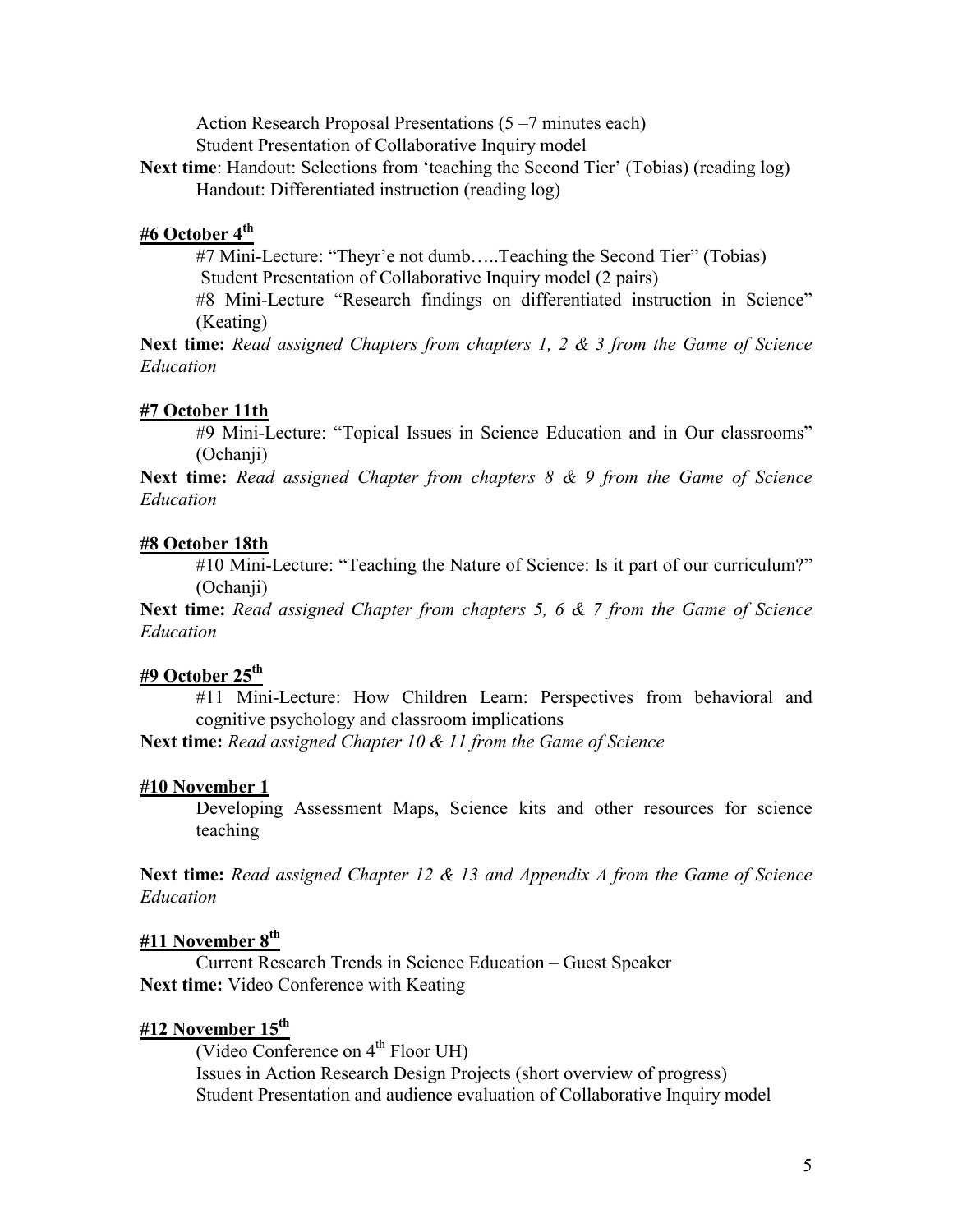Action Research Proposal Presentations (5 –7 minutes each)
Student Presentation of Collaborative Inquiry model

**Next time**: Handout: Selections from 'teaching the Second Tier' (Tobias) (reading log)
Handout: Differentiated instruction (reading log)

**#6 October 4th**

#7 Mini-Lecture: "Theyr'e not dumb…..Teaching the Second Tier" (Tobias)
Student Presentation of Collaborative Inquiry model (2 pairs)
#8 Mini-Lecture "Research findings on differentiated instruction in Science" (Keating)

**Next time:** *Read assigned Chapters from chapters 1, 2 & 3 from the Game of Science Education*

**#7 October 11th**

#9 Mini-Lecture: "Topical Issues in Science Education and in Our classrooms" (Ochanji)

**Next time:** *Read assigned Chapter from chapters 8 & 9 from the Game of Science Education*

**#8 October 18th**

#10 Mini-Lecture: "Teaching the Nature of Science: Is it part of our curriculum?" (Ochanji)

**Next time:** *Read assigned Chapter from chapters 5, 6 & 7 from the Game of Science Education*

**#9 October 25th**

#11 Mini-Lecture: How Children Learn: Perspectives from behavioral and cognitive psychology and classroom implications

**Next time:** *Read assigned Chapter 10 & 11 from the Game of Science*

**#10 November 1**

Developing Assessment Maps, Science kits and other resources for science teaching

**Next time:** *Read assigned Chapter 12 & 13 and Appendix A from the Game of Science Education*

**#11 November 8th**

Current Research Trends in Science Education – Guest Speaker

**Next time:** Video Conference with Keating

**#12 November 15th**

(Video Conference on 4th Floor UH)
Issues in Action Research Design Projects (short overview of progress)
Student Presentation and audience evaluation of Collaborative Inquiry model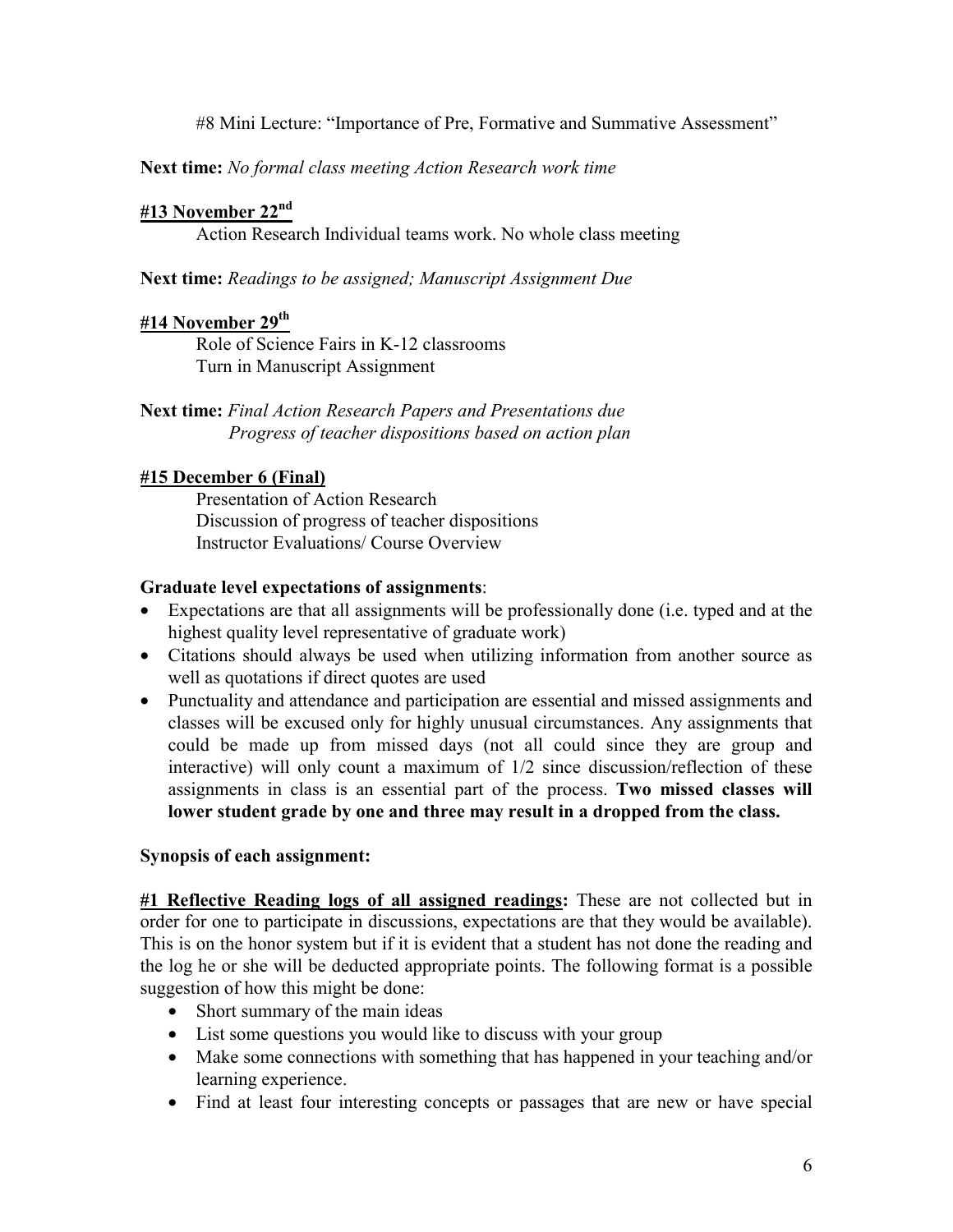#8 Mini Lecture: "Importance of Pre, Formative and Summative Assessment"

**Next time:** *No formal class meeting Action Research work time*

**#13 November 22nd**

Action Research Individual teams work. No whole class meeting

**Next time:** *Readings to be assigned; Manuscript Assignment Due*

**#14 November 29th**

Role of Science Fairs in K-12 classrooms
Turn in Manuscript Assignment

**Next time:** *Final Action Research Papers and Presentations due*
*Progress of teacher dispositions based on action plan*

**#15 December 6 (Final)**

Presentation of Action Research
Discussion of progress of teacher dispositions
Instructor Evaluations/ Course Overview

**Graduate level expectations of assignments**:

- Expectations are that all assignments will be professionally done (i.e. typed and at the highest quality level representative of graduate work)
- Citations should always be used when utilizing information from another source as well as quotations if direct quotes are used
- Punctuality and attendance and participation are essential and missed assignments and classes will be excused only for highly unusual circumstances. Any assignments that could be made up from missed days (not all could since they are group and interactive) will only count a maximum of 1/2 since discussion/reflection of these assignments in class is an essential part of the process. **Two missed classes will lower student grade by one and three may result in a dropped from the class.**

**Synopsis of each assignment:**

**#1 Reflective Reading logs of all assigned readings:** These are not collected but in order for one to participate in discussions, expectations are that they would be available). This is on the honor system but if it is evident that a student has not done the reading and the log he or she will be deducted appropriate points. The following format is a possible suggestion of how this might be done:

- Short summary of the main ideas
- List some questions you would like to discuss with your group
- Make some connections with something that has happened in your teaching and/or learning experience.
- Find at least four interesting concepts or passages that are new or have special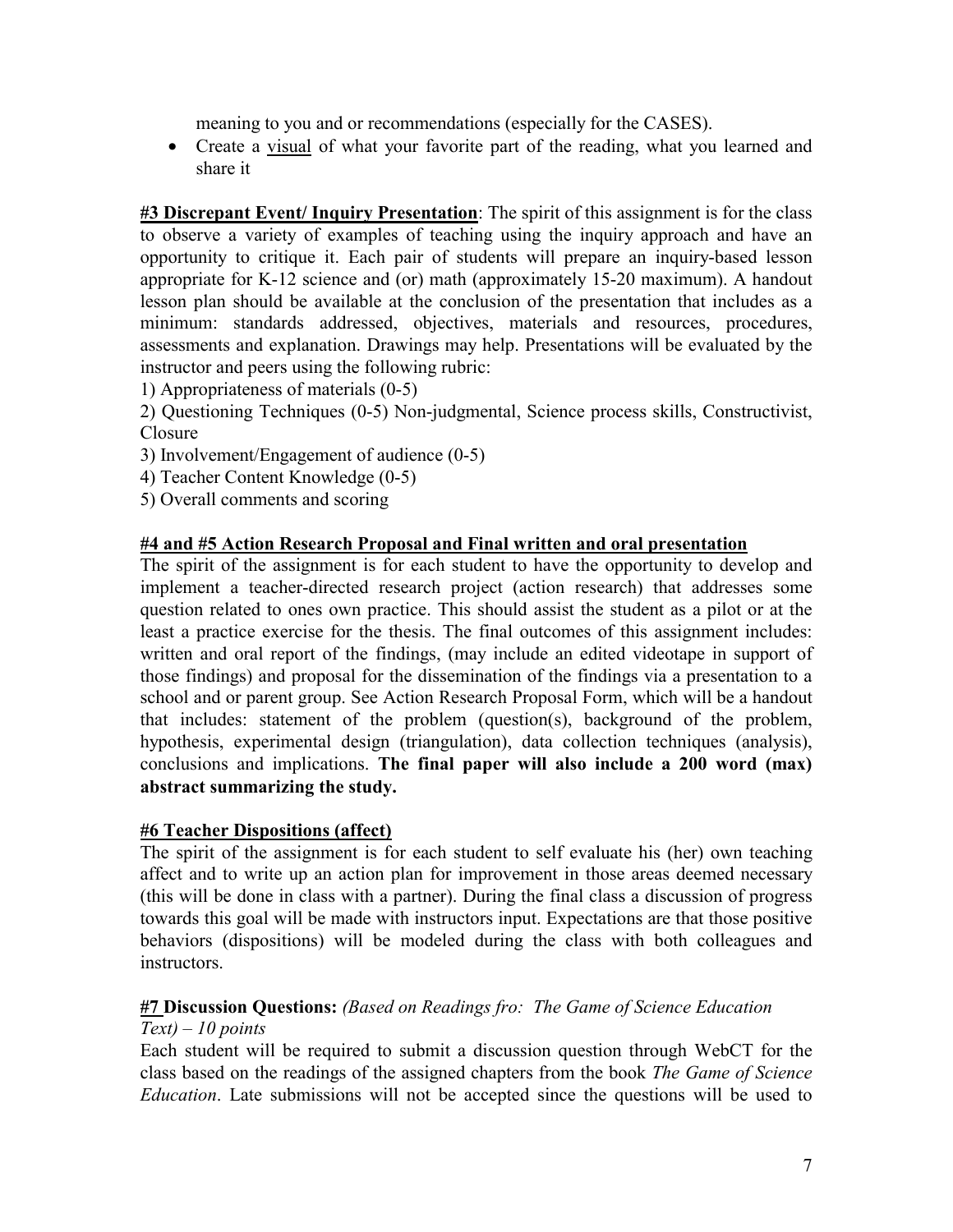meaning to you and or recommendations (especially for the CASES).

- Create a <u>visual</u> of what your favorite part of the reading, what you learned and share it

**<u>#3 Discrepant Event/ Inquiry Presentation</u>**: The spirit of this assignment is for the class to observe a variety of examples of teaching using the inquiry approach and have an opportunity to critique it. Each pair of students will prepare an inquiry-based lesson appropriate for K-12 science and (or) math (approximately 15-20 maximum). A handout lesson plan should be available at the conclusion of the presentation that includes as a minimum: standards addressed, objectives, materials and resources, procedures, assessments and explanation. Drawings may help. Presentations will be evaluated by the instructor and peers using the following rubric:

1) Appropriateness of materials (0-5)
2) Questioning Techniques (0-5) Non-judgmental, Science process skills, Constructivist, Closure
3) Involvement/Engagement of audience (0-5)
4) Teacher Content Knowledge (0-5)
5) Overall comments and scoring

**<u>#4 and #5 Action Research Proposal and Final written and oral presentation</u>**

The spirit of the assignment is for each student to have the opportunity to develop and implement a teacher-directed research project (action research) that addresses some question related to ones own practice. This should assist the student as a pilot or at the least a practice exercise for the thesis. The final outcomes of this assignment includes: written and oral report of the findings, (may include an edited videotape in support of those findings) and proposal for the dissemination of the findings via a presentation to a school and or parent group. See Action Research Proposal Form, which will be a handout that includes: statement of the problem (question(s), background of the problem, hypothesis, experimental design (triangulation), data collection techniques (analysis), conclusions and implications. **The final paper will also include a 200 word (max) abstract summarizing the study.**

**<u>#6 Teacher Dispositions (affect)</u>**

The spirit of the assignment is for each student to self evaluate his (her) own teaching affect and to write up an action plan for improvement in those areas deemed necessary (this will be done in class with a partner). During the final class a discussion of progress towards this goal will be made with instructors input. Expectations are that those positive behaviors (dispositions) will be modeled during the class with both colleagues and instructors.

**<u>#7</u> Discussion Questions:** *(Based on Readings fro: The Game of Science Education Text) – 10 points*

Each student will be required to submit a discussion question through WebCT for the class based on the readings of the assigned chapters from the book *The Game of Science Education*. Late submissions will not be accepted since the questions will be used to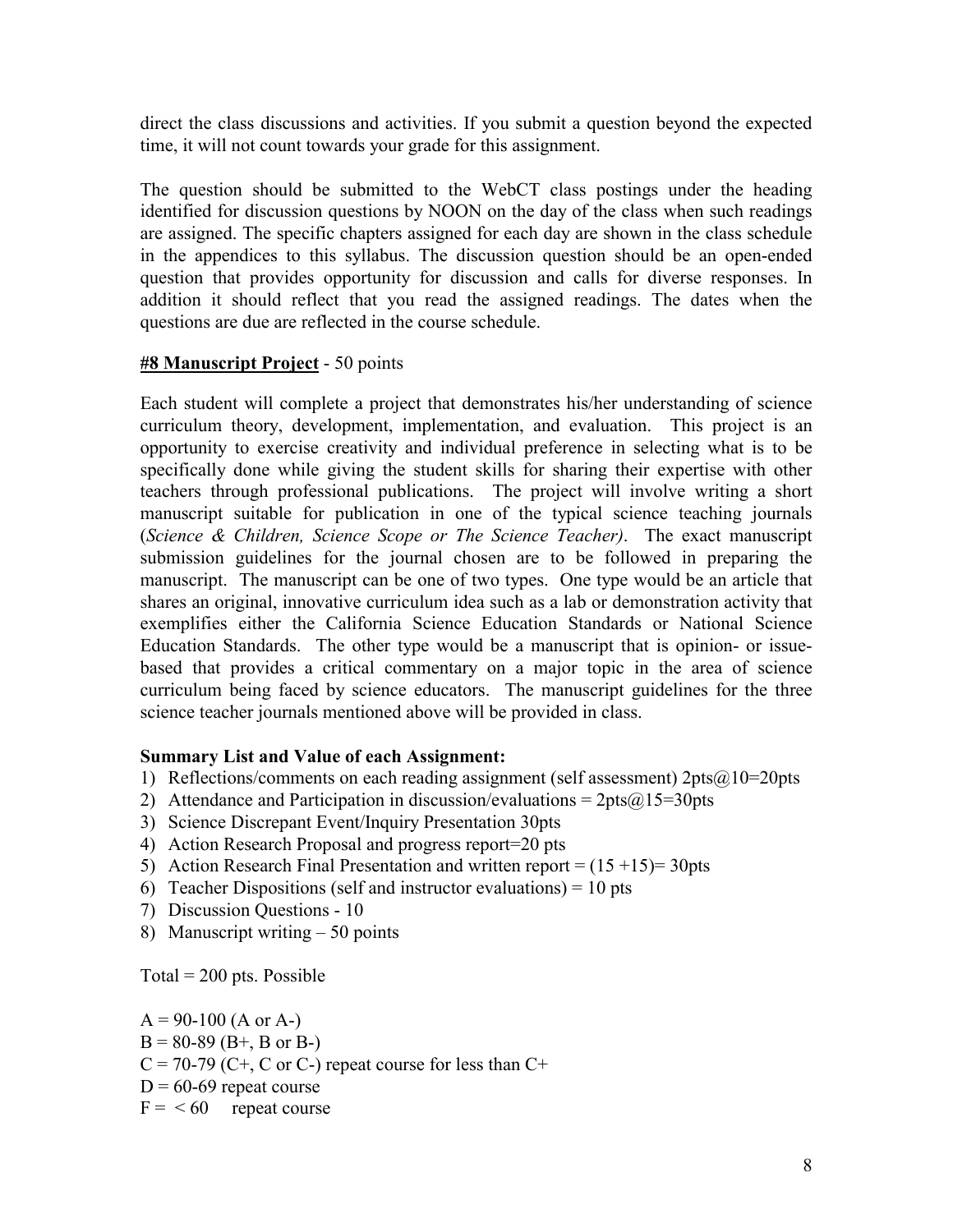direct the class discussions and activities. If you submit a question beyond the expected time, it will not count towards your grade for this assignment.

The question should be submitted to the WebCT class postings under the heading identified for discussion questions by NOON on the day of the class when such readings are assigned. The specific chapters assigned for each day are shown in the class schedule in the appendices to this syllabus. The discussion question should be an open-ended question that provides opportunity for discussion and calls for diverse responses. In addition it should reflect that you read the assigned readings. The dates when the questions are due are reflected in the course schedule.

**<u>#8 Manuscript Project</u>** - 50 points

Each student will complete a project that demonstrates his/her understanding of science curriculum theory, development, implementation, and evaluation. This project is an opportunity to exercise creativity and individual preference in selecting what is to be specifically done while giving the student skills for sharing their expertise with other teachers through professional publications. The project will involve writing a short manuscript suitable for publication in one of the typical science teaching journals (*Science & Children, Science Scope or The Science Teacher)*. The exact manuscript submission guidelines for the journal chosen are to be followed in preparing the manuscript. The manuscript can be one of two types. One type would be an article that shares an original, innovative curriculum idea such as a lab or demonstration activity that exemplifies either the California Science Education Standards or National Science Education Standards. The other type would be a manuscript that is opinion- or issue-based that provides a critical commentary on a major topic in the area of science curriculum being faced by science educators. The manuscript guidelines for the three science teacher journals mentioned above will be provided in class.

**Summary List and Value of each Assignment:**

1) Reflections/comments on each reading assignment (self assessment) 2pts@10=20pts
2) Attendance and Participation in discussion/evaluations = 2pts@15=30pts
3) Science Discrepant Event/Inquiry Presentation 30pts
4) Action Research Proposal and progress report=20 pts
5) Action Research Final Presentation and written report = (15 +15)= 30pts
6) Teacher Dispositions (self and instructor evaluations) = 10 pts
7) Discussion Questions - 10
8) Manuscript writing – 50 points

Total = 200 pts. Possible

A = 90-100 (A or A-)
B = 80-89 (B+, B or B-)
C = 70-79 (C+, C or C-) repeat course for less than C+
D = 60-69 repeat course
F = < 60 repeat course